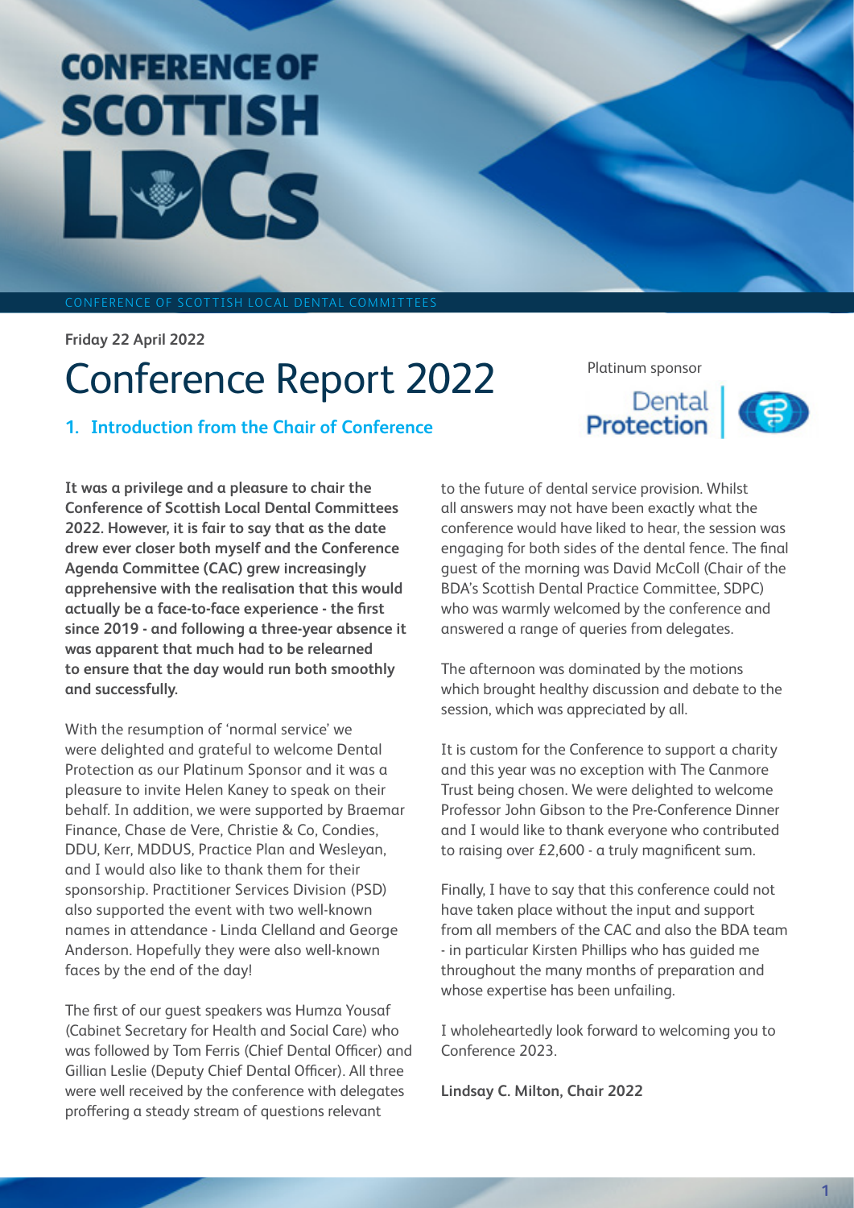# CONFERENCE OF SCOTTISH LDCs

CONFERENCE OF SCOTTISH LOCAL DENTAL COMMITTEES

**Friday 22 April 2022**

# Conference Report 2022

Platinum sponsor

Dental Protection

## 1. Introduction from the Chair of Conference

**It was a privilege and a pleasure to chair the Conference of Scottish Local Dental Committees 2022. However, it is fair to say that as the date drew ever closer both myself and the Conference Agenda Committee (CAC) grew increasingly apprehensive with the realisation that this would actually be a face-to-face experience - the first since 2019 - and following a three-year absence it was apparent that much had to be relearned to ensure that the day would run both smoothly and successfully.**

With the resumption of 'normal service' we were delighted and grateful to welcome Dental Protection as our Platinum Sponsor and it was a pleasure to invite Helen Kaney to speak on their behalf. In addition, we were supported by Braemar Finance, Chase de Vere, Christie & Co, Condies, DDU, Kerr, MDDUS, Practice Plan and Wesleyan, and I would also like to thank them for their sponsorship. Practitioner Services Division (PSD) also supported the event with two well-known names in attendance - Linda Clelland and George Anderson. Hopefully they were also well-known faces by the end of the day!

The first of our guest speakers was Humza Yousaf (Cabinet Secretary for Health and Social Care) who was followed by Tom Ferris (Chief Dental Officer) and Gillian Leslie (Deputy Chief Dental Officer). All three were well received by the conference with delegates proffering a steady stream of questions relevant to the future of dental service provision. Whilst all answers may not have been exactly what the conference would have liked to hear, the session was engaging for both sides of the dental fence. The final guest of the morning was David McColl (Chair of the BDA's Scottish Dental Practice Committee, SDPC) who was warmly welcomed by the conference and answered a range of queries from delegates.

The afternoon was dominated by the motions which brought healthy discussion and debate to the session, which was appreciated by all.

It is custom for the Conference to support a charity and this year was no exception with The Canmore Trust being chosen. We were delighted to welcome Professor John Gibson to the Pre-Conference Dinner and I would like to thank everyone who contributed to raising over £2,600 - a truly magnificent sum.

Finally, I have to say that this conference could not have taken place without the input and support from all members of the CAC and also the BDA team - in particular Kirsten Phillips who has guided me throughout the many months of preparation and whose expertise has been unfailing.

I wholeheartedly look forward to welcoming you to Conference 2023.

**Lindsay C. Milton, Chair 2022**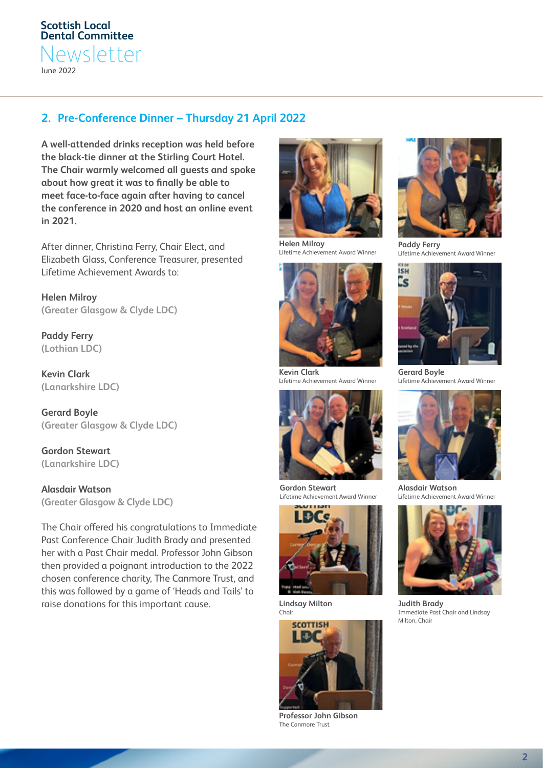## 2. Pre-Conference Dinner – Thursday 21 April 2022

**A well-attended drinks reception was held before the black-tie dinner at the Stirling Court Hotel. The Chair warmly welcomed all guests and spoke about how great it was to finally be able to meet face-to-face again after having to cancel the conference in 2020 and host an online event in 2021.**

After dinner, Christina Ferry, Chair Elect, and Elizabeth Glass, Conference Treasurer, presented Lifetime Achievement Awards to:

**Helen Milroy**
**(Greater Glasgow & Clyde LDC)**

**Paddy Ferry**
**(Lothian LDC)**

**Kevin Clark**
**(Lanarkshire LDC)**

**Gerard Boyle**
**(Greater Glasgow & Clyde LDC)**

**Gordon Stewart**
**(Lanarkshire LDC)**

**Alasdair Watson**
**(Greater Glasgow & Clyde LDC)**

The Chair offered his congratulations to Immediate Past Conference Chair Judith Brady and presented her with a Past Chair medal. Professor John Gibson then provided a poignant introduction to the 2022 chosen conference charity, The Canmore Trust, and this was followed by a game of 'Heads and Tails' to raise donations for this important cause.

**Helen Milroy**
Lifetime Achievement Award Winner

**Paddy Ferry**
Lifetime Achievement Award Winner

**Kevin Clark**
Lifetime Achievement Award Winner

**Gerard Boyle**
Lifetime Achievement Award Winner

**Gordon Stewart**
Lifetime Achievement Award Winner

**Alasdair Watson**
Lifetime Achievement Award Winner

**Lindsay Milton**
Chair

**Judith Brady**
Immediate Past Chair and Lindsay Milton, Chair

**Professor John Gibson**
The Canmore Trust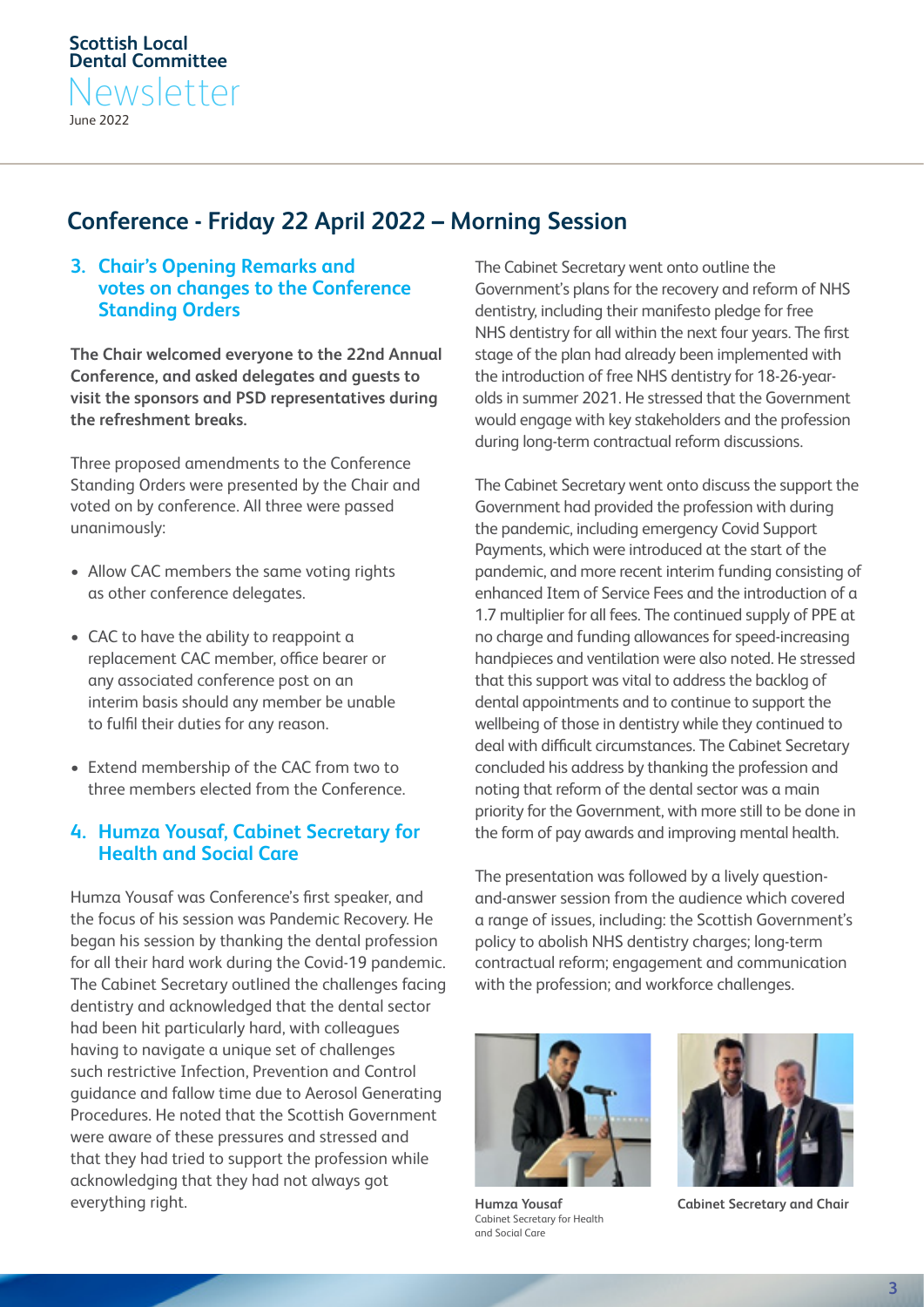# Conference - Friday 22 April 2022 – Morning Session

## 3. Chair's Opening Remarks and votes on changes to the Conference Standing Orders

**The Chair welcomed everyone to the 22nd Annual Conference, and asked delegates and guests to visit the sponsors and PSD representatives during the refreshment breaks.**

Three proposed amendments to the Conference Standing Orders were presented by the Chair and voted on by conference. All three were passed unanimously:

- Allow CAC members the same voting rights as other conference delegates.
- CAC to have the ability to reappoint a replacement CAC member, office bearer or any associated conference post on an interim basis should any member be unable to fulfil their duties for any reason.
- Extend membership of the CAC from two to three members elected from the Conference.

## 4. Humza Yousaf, Cabinet Secretary for Health and Social Care

Humza Yousaf was Conference's first speaker, and the focus of his session was Pandemic Recovery. He began his session by thanking the dental profession for all their hard work during the Covid-19 pandemic. The Cabinet Secretary outlined the challenges facing dentistry and acknowledged that the dental sector had been hit particularly hard, with colleagues having to navigate a unique set of challenges such restrictive Infection, Prevention and Control guidance and fallow time due to Aerosol Generating Procedures. He noted that the Scottish Government were aware of these pressures and stressed and that they had tried to support the profession while acknowledging that they had not always got everything right.

The Cabinet Secretary went onto outline the Government's plans for the recovery and reform of NHS dentistry, including their manifesto pledge for free NHS dentistry for all within the next four years. The first stage of the plan had already been implemented with the introduction of free NHS dentistry for 18-26-year-olds in summer 2021. He stressed that the Government would engage with key stakeholders and the profession during long-term contractual reform discussions.

The Cabinet Secretary went onto discuss the support the Government had provided the profession with during the pandemic, including emergency Covid Support Payments, which were introduced at the start of the pandemic, and more recent interim funding consisting of enhanced Item of Service Fees and the introduction of a 1.7 multiplier for all fees. The continued supply of PPE at no charge and funding allowances for speed-increasing handpieces and ventilation were also noted. He stressed that this support was vital to address the backlog of dental appointments and to continue to support the wellbeing of those in dentistry while they continued to deal with difficult circumstances. The Cabinet Secretary concluded his address by thanking the profession and noting that reform of the dental sector was a main priority for the Government, with more still to be done in the form of pay awards and improving mental health.

The presentation was followed by a lively question-and-answer session from the audience which covered a range of issues, including: the Scottish Government's policy to abolish NHS dentistry charges; long-term contractual reform; engagement and communication with the profession; and workforce challenges.

**Humza Yousaf**
Cabinet Secretary for Health and Social Care

**Cabinet Secretary and Chair**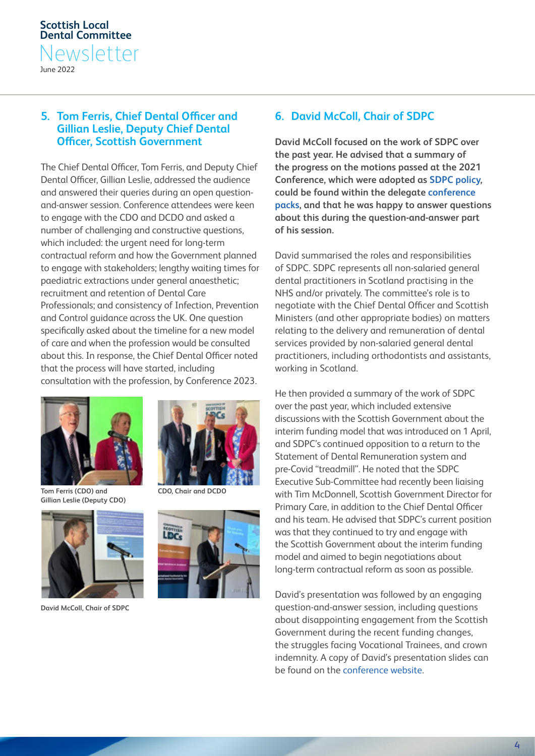## 5. Tom Ferris, Chief Dental Officer and Gillian Leslie, Deputy Chief Dental Officer, Scottish Government

The Chief Dental Officer, Tom Ferris, and Deputy Chief Dental Officer, Gillian Leslie, addressed the audience and answered their queries during an open question-and-answer session. Conference attendees were keen to engage with the CDO and DCDO and asked a number of challenging and constructive questions, which included: the urgent need for long-term contractual reform and how the Government planned to engage with stakeholders; lengthy waiting times for paediatric extractions under general anaesthetic; recruitment and retention of Dental Care Professionals; and consistency of Infection, Prevention and Control guidance across the UK. One question specifically asked about the timeline for a new model of care and when the profession would be consulted about this. In response, the Chief Dental Officer noted that the process will have started, including consultation with the profession, by Conference 2023.

**Tom Ferris (CDO) and Gillian Leslie (Deputy CDO)**

**CDO, Chair and DCDO**

**David McColl, Chair of SDPC**

## 6. David McColl, Chair of SDPC

**David McColl focused on the work of SDPC over the past year. He advised that a summary of the progress on the motions passed at the 2021 Conference, which were adopted as SDPC policy, could be found within the delegate conference packs, and that he was happy to answer questions about this during the question-and-answer part of his session.**

David summarised the roles and responsibilities of SDPC. SDPC represents all non-salaried general dental practitioners in Scotland practising in the NHS and/or privately. The committee's role is to negotiate with the Chief Dental Officer and Scottish Ministers (and other appropriate bodies) on matters relating to the delivery and remuneration of dental services provided by non-salaried general dental practitioners, including orthodontists and assistants, working in Scotland.

He then provided a summary of the work of SDPC over the past year, which included extensive discussions with the Scottish Government about the interim funding model that was introduced on 1 April, and SDPC's continued opposition to a return to the Statement of Dental Remuneration system and pre-Covid "treadmill". He noted that the SDPC Executive Sub-Committee had recently been liaising with Tim McDonnell, Scottish Government Director for Primary Care, in addition to the Chief Dental Officer and his team. He advised that SDPC's current position was that they continued to try and engage with the Scottish Government about the interim funding model and aimed to begin negotiations about long-term contractual reform as soon as possible.

David's presentation was followed by an engaging question-and-answer session, including questions about disappointing engagement from the Scottish Government during the recent funding changes, the struggles facing Vocational Trainees, and crown indemnity. A copy of David's presentation slides can be found on the conference website.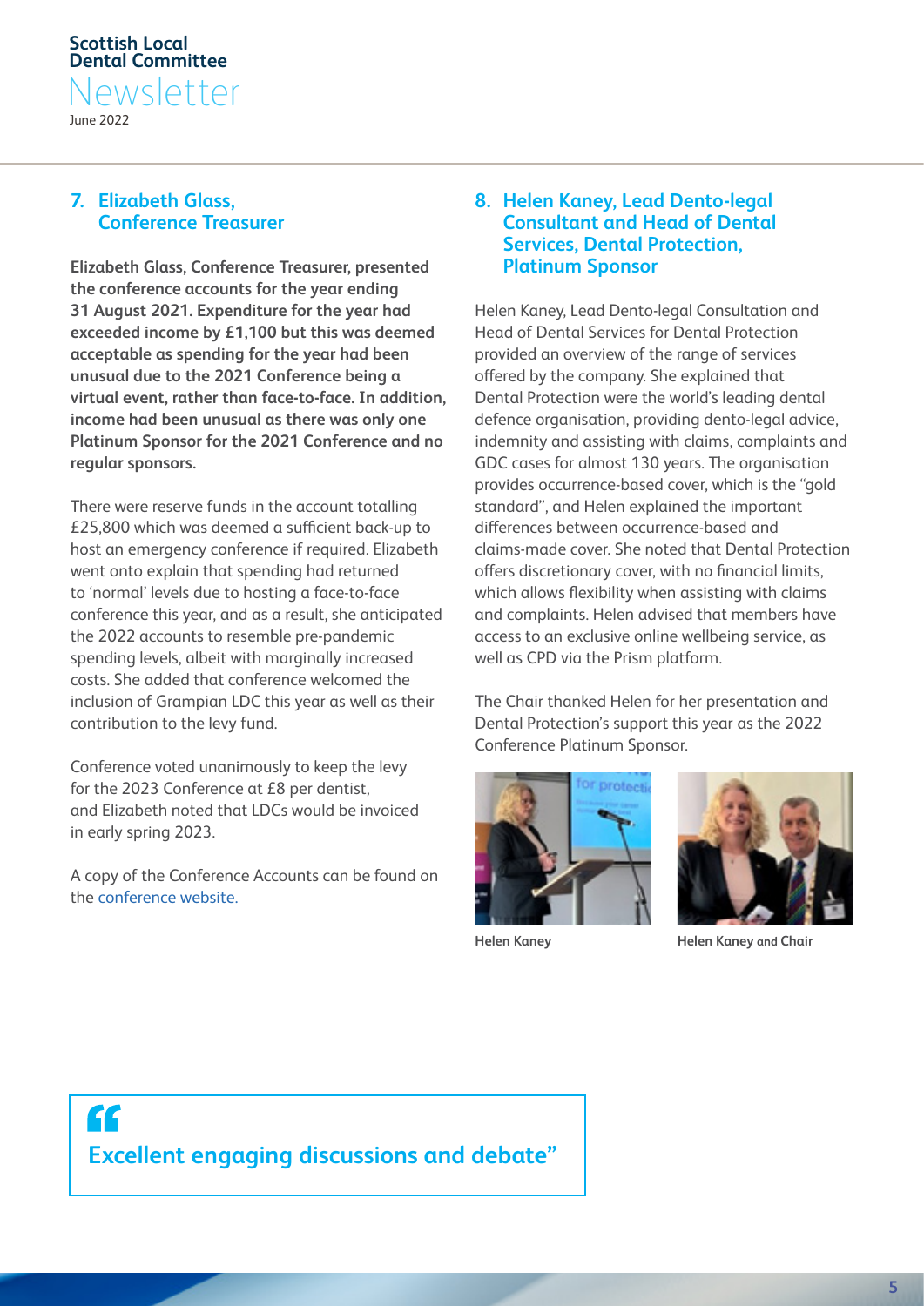## 7. Elizabeth Glass, Conference Treasurer

**Elizabeth Glass, Conference Treasurer, presented the conference accounts for the year ending 31 August 2021. Expenditure for the year had exceeded income by £1,100 but this was deemed acceptable as spending for the year had been unusual due to the 2021 Conference being a virtual event, rather than face-to-face. In addition, income had been unusual as there was only one Platinum Sponsor for the 2021 Conference and no regular sponsors.**

There were reserve funds in the account totalling £25,800 which was deemed a sufficient back-up to host an emergency conference if required. Elizabeth went onto explain that spending had returned to 'normal' levels due to hosting a face-to-face conference this year, and as a result, she anticipated the 2022 accounts to resemble pre-pandemic spending levels, albeit with marginally increased costs. She added that conference welcomed the inclusion of Grampian LDC this year as well as their contribution to the levy fund.

Conference voted unanimously to keep the levy for the 2023 Conference at £8 per dentist, and Elizabeth noted that LDCs would be invoiced in early spring 2023.

A copy of the Conference Accounts can be found on the conference website.

## 8. Helen Kaney, Lead Dento-legal Consultant and Head of Dental Services, Dental Protection, Platinum Sponsor

Helen Kaney, Lead Dento-legal Consultation and Head of Dental Services for Dental Protection provided an overview of the range of services offered by the company. She explained that Dental Protection were the world's leading dental defence organisation, providing dento-legal advice, indemnity and assisting with claims, complaints and GDC cases for almost 130 years. The organisation provides occurrence-based cover, which is the "gold standard", and Helen explained the important differences between occurrence-based and claims-made cover. She noted that Dental Protection offers discretionary cover, with no financial limits, which allows flexibility when assisting with claims and complaints. Helen advised that members have access to an exclusive online wellbeing service, as well as CPD via the Prism platform.

The Chair thanked Helen for her presentation and Dental Protection's support this year as the 2022 Conference Platinum Sponsor.

Helen Kaney

Helen Kaney and Chair

> **"Excellent engaging discussions and debate"**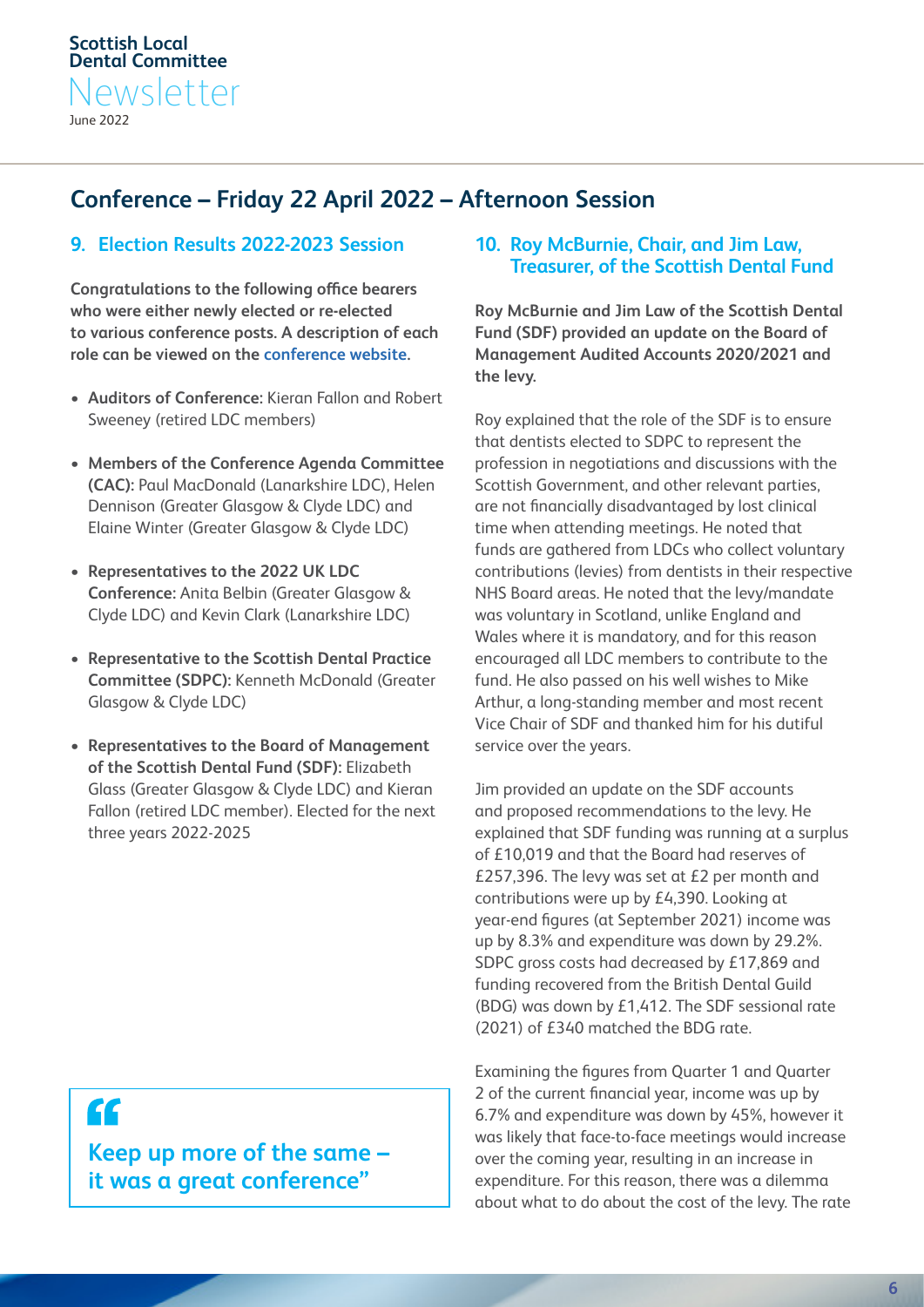## Conference – Friday 22 April 2022 – Afternoon Session

### 9. Election Results 2022-2023 Session

**Congratulations to the following office bearers who were either newly elected or re-elected to various conference posts. A description of each role can be viewed on the conference website.**

- **Auditors of Conference:** Kieran Fallon and Robert Sweeney (retired LDC members)
- **Members of the Conference Agenda Committee (CAC):** Paul MacDonald (Lanarkshire LDC), Helen Dennison (Greater Glasgow & Clyde LDC) and Elaine Winter (Greater Glasgow & Clyde LDC)
- **Representatives to the 2022 UK LDC Conference:** Anita Belbin (Greater Glasgow & Clyde LDC) and Kevin Clark (Lanarkshire LDC)
- **Representative to the Scottish Dental Practice Committee (SDPC):** Kenneth McDonald (Greater Glasgow & Clyde LDC)
- **Representatives to the Board of Management of the Scottish Dental Fund (SDF):** Elizabeth Glass (Greater Glasgow & Clyde LDC) and Kieran Fallon (retired LDC member). Elected for the next three years 2022-2025

> **"Keep up more of the same – it was a great conference"**

### 10. Roy McBurnie, Chair, and Jim Law, Treasurer, of the Scottish Dental Fund

**Roy McBurnie and Jim Law of the Scottish Dental Fund (SDF) provided an update on the Board of Management Audited Accounts 2020/2021 and the levy.**

Roy explained that the role of the SDF is to ensure that dentists elected to SDPC to represent the profession in negotiations and discussions with the Scottish Government, and other relevant parties, are not financially disadvantaged by lost clinical time when attending meetings. He noted that funds are gathered from LDCs who collect voluntary contributions (levies) from dentists in their respective NHS Board areas. He noted that the levy/mandate was voluntary in Scotland, unlike England and Wales where it is mandatory, and for this reason encouraged all LDC members to contribute to the fund. He also passed on his well wishes to Mike Arthur, a long-standing member and most recent Vice Chair of SDF and thanked him for his dutiful service over the years.

Jim provided an update on the SDF accounts and proposed recommendations to the levy. He explained that SDF funding was running at a surplus of £10,019 and that the Board had reserves of £257,396. The levy was set at £2 per month and contributions were up by £4,390. Looking at year-end figures (at September 2021) income was up by 8.3% and expenditure was down by 29.2%. SDPC gross costs had decreased by £17,869 and funding recovered from the British Dental Guild (BDG) was down by £1,412. The SDF sessional rate (2021) of £340 matched the BDG rate.

Examining the figures from Quarter 1 and Quarter 2 of the current financial year, income was up by 6.7% and expenditure was down by 45%, however it was likely that face-to-face meetings would increase over the coming year, resulting in an increase in expenditure. For this reason, there was a dilemma about what to do about the cost of the levy. The rate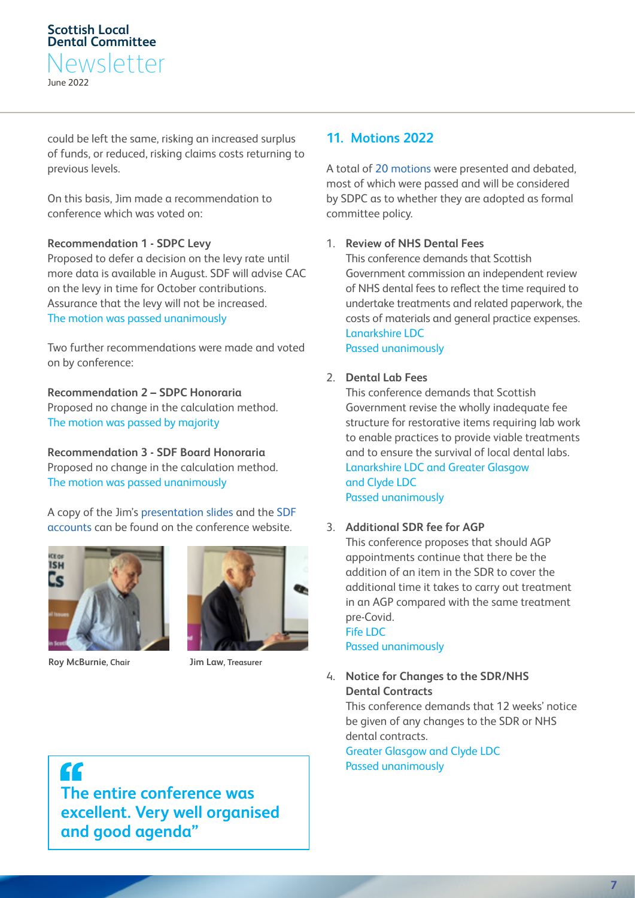could be left the same, risking an increased surplus of funds, or reduced, risking claims costs returning to previous levels.

On this basis, Jim made a recommendation to conference which was voted on:

**Recommendation 1 - SDPC Levy**
Proposed to defer a decision on the levy rate until more data is available in August. SDF will advise CAC on the levy in time for October contributions. Assurance that the levy will not be increased.
The motion was passed unanimously

Two further recommendations were made and voted on by conference:

**Recommendation 2 – SDPC Honoraria**
Proposed no change in the calculation method.
The motion was passed by majority

**Recommendation 3 - SDF Board Honoraria**
Proposed no change in the calculation method.
The motion was passed unanimously

A copy of the Jim's presentation slides and the SDF accounts can be found on the conference website.

**Roy McBurnie**, Chair

**Jim Law**, Treasurer

> **"The entire conference was excellent. Very well organised and good agenda"**

## 11. Motions 2022

A total of 20 motions were presented and debated, most of which were passed and will be considered by SDPC as to whether they are adopted as formal committee policy.

1. **Review of NHS Dental Fees**
   This conference demands that Scottish Government commission an independent review of NHS dental fees to reflect the time required to undertake treatments and related paperwork, the costs of materials and general practice expenses.
   Lanarkshire LDC
   Passed unanimously

2. **Dental Lab Fees**
   This conference demands that Scottish Government revise the wholly inadequate fee structure for restorative items requiring lab work to enable practices to provide viable treatments and to ensure the survival of local dental labs.
   Lanarkshire LDC and Greater Glasgow and Clyde LDC
   Passed unanimously

3. **Additional SDR fee for AGP**
   This conference proposes that should AGP appointments continue that there be the addition of an item in the SDR to cover the additional time it takes to carry out treatment in an AGP compared with the same treatment pre-Covid.
   Fife LDC
   Passed unanimously

4. **Notice for Changes to the SDR/NHS Dental Contracts**
   This conference demands that 12 weeks' notice be given of any changes to the SDR or NHS dental contracts.
   Greater Glasgow and Clyde LDC
   Passed unanimously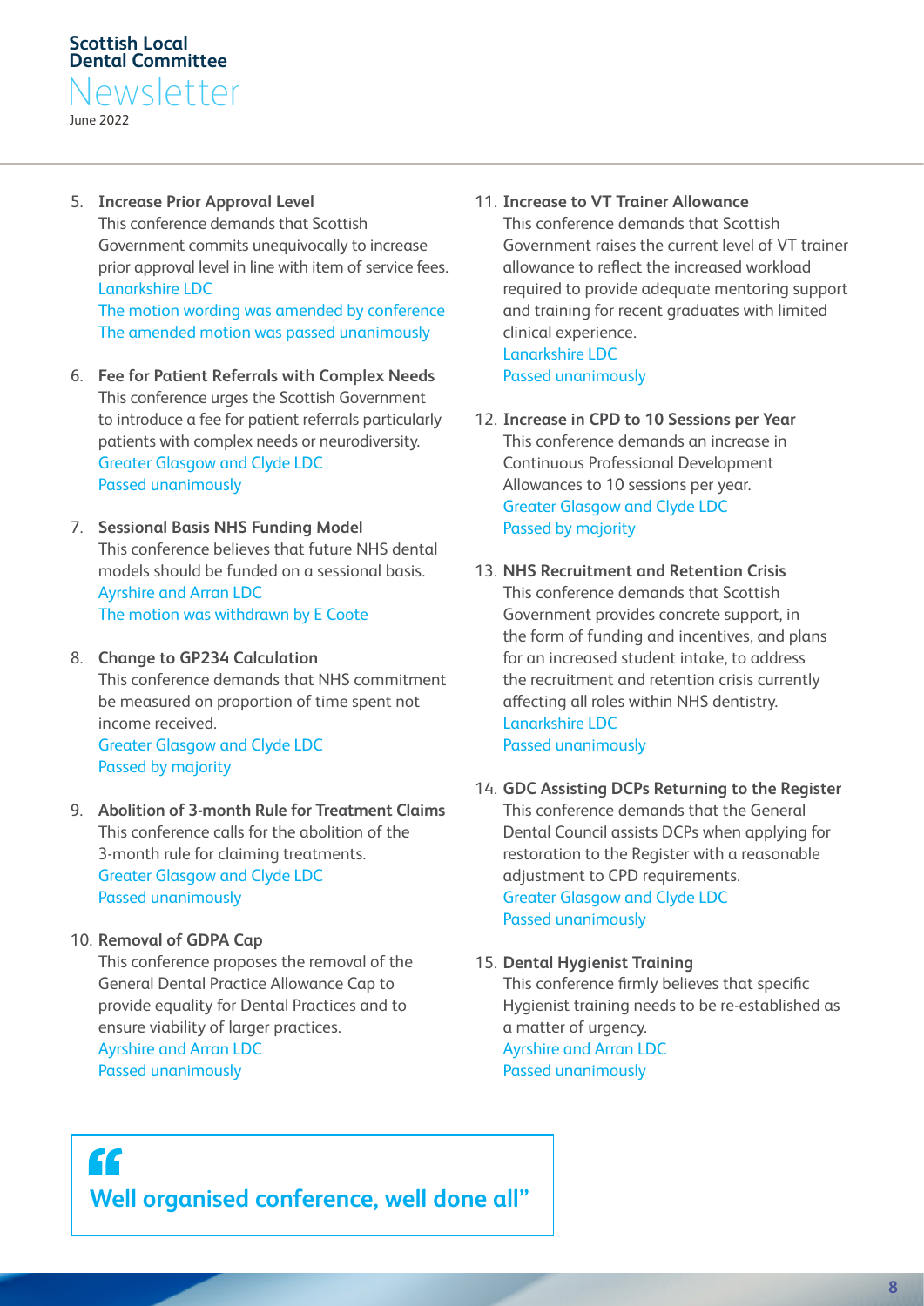5. **Increase Prior Approval Level**
   This conference demands that Scottish Government commits unequivocally to increase prior approval level in line with item of service fees.
   Lanarkshire LDC
   The motion wording was amended by conference
   The amended motion was passed unanimously

6. **Fee for Patient Referrals with Complex Needs**
   This conference urges the Scottish Government to introduce a fee for patient referrals particularly patients with complex needs or neurodiversity.
   Greater Glasgow and Clyde LDC
   Passed unanimously

7. **Sessional Basis NHS Funding Model**
   This conference believes that future NHS dental models should be funded on a sessional basis.
   Ayrshire and Arran LDC
   The motion was withdrawn by E Coote

8. **Change to GP234 Calculation**
   This conference demands that NHS commitment be measured on proportion of time spent not income received.
   Greater Glasgow and Clyde LDC
   Passed by majority

9. **Abolition of 3-month Rule for Treatment Claims**
   This conference calls for the abolition of the 3-month rule for claiming treatments.
   Greater Glasgow and Clyde LDC
   Passed unanimously

10. **Removal of GDPA Cap**
    This conference proposes the removal of the General Dental Practice Allowance Cap to provide equality for Dental Practices and to ensure viability of larger practices.
    Ayrshire and Arran LDC
    Passed unanimously

11. **Increase to VT Trainer Allowance**
    This conference demands that Scottish Government raises the current level of VT trainer allowance to reflect the increased workload required to provide adequate mentoring support and training for recent graduates with limited clinical experience.
    Lanarkshire LDC
    Passed unanimously

12. **Increase in CPD to 10 Sessions per Year**
    This conference demands an increase in Continuous Professional Development Allowances to 10 sessions per year.
    Greater Glasgow and Clyde LDC
    Passed by majority

13. **NHS Recruitment and Retention Crisis**
    This conference demands that Scottish Government provides concrete support, in the form of funding and incentives, and plans for an increased student intake, to address the recruitment and retention crisis currently affecting all roles within NHS dentistry.
    Lanarkshire LDC
    Passed unanimously

14. **GDC Assisting DCPs Returning to the Register**
    This conference demands that the General Dental Council assists DCPs when applying for restoration to the Register with a reasonable adjustment to CPD requirements.
    Greater Glasgow and Clyde LDC
    Passed unanimously

15. **Dental Hygienist Training**
    This conference firmly believes that specific Hygienist training needs to be re-established as a matter of urgency.
    Ayrshire and Arran LDC
    Passed unanimously

> **“Well organised conference, well done all”**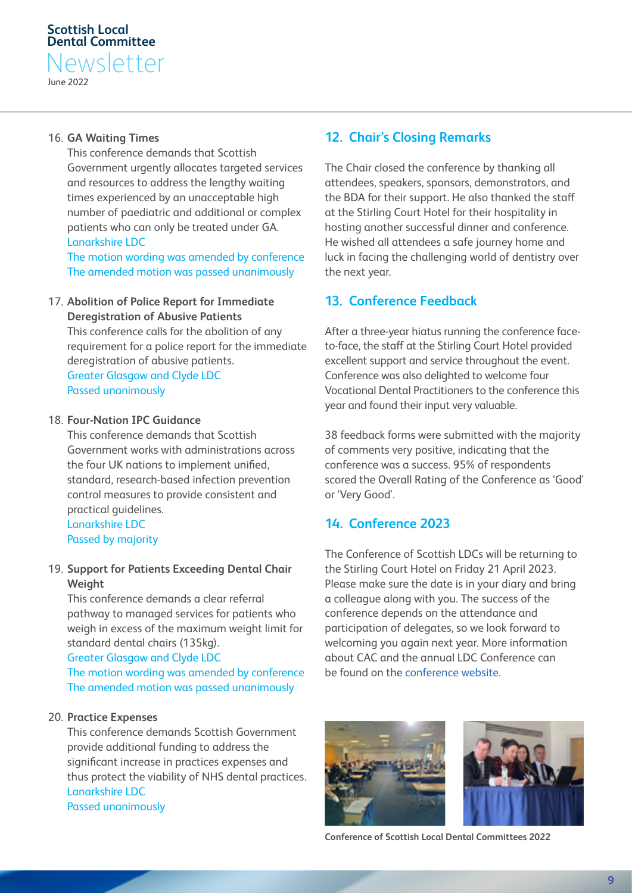16. **GA Waiting Times**
    This conference demands that Scottish Government urgently allocates targeted services and resources to address the lengthy waiting times experienced by an unacceptable high number of paediatric and additional or complex patients who can only be treated under GA.
    Lanarkshire LDC
    The motion wording was amended by conference
    The amended motion was passed unanimously

17. **Abolition of Police Report for Immediate Deregistration of Abusive Patients**
    This conference calls for the abolition of any requirement for a police report for the immediate deregistration of abusive patients.
    Greater Glasgow and Clyde LDC
    Passed unanimously

18. **Four-Nation IPC Guidance**
    This conference demands that Scottish Government works with administrations across the four UK nations to implement unified, standard, research-based infection prevention control measures to provide consistent and practical guidelines.
    Lanarkshire LDC
    Passed by majority

19. **Support for Patients Exceeding Dental Chair Weight**
    This conference demands a clear referral pathway to managed services for patients who weigh in excess of the maximum weight limit for standard dental chairs (135kg).
    Greater Glasgow and Clyde LDC
    The motion wording was amended by conference
    The amended motion was passed unanimously

20. **Practice Expenses**
    This conference demands Scottish Government provide additional funding to address the significant increase in practices expenses and thus protect the viability of NHS dental practices.
    Lanarkshire LDC
    Passed unanimously

## 12. Chair's Closing Remarks

The Chair closed the conference by thanking all attendees, speakers, sponsors, demonstrators, and the BDA for their support. He also thanked the staff at the Stirling Court Hotel for their hospitality in hosting another successful dinner and conference. He wished all attendees a safe journey home and luck in facing the challenging world of dentistry over the next year.

## 13. Conference Feedback

After a three-year hiatus running the conference face-to-face, the staff at the Stirling Court Hotel provided excellent support and service throughout the event. Conference was also delighted to welcome four Vocational Dental Practitioners to the conference this year and found their input very valuable.

38 feedback forms were submitted with the majority of comments very positive, indicating that the conference was a success. 95% of respondents scored the Overall Rating of the Conference as 'Good' or 'Very Good'.

## 14. Conference 2023

The Conference of Scottish LDCs will be returning to the Stirling Court Hotel on Friday 21 April 2023. Please make sure the date is in your diary and bring a colleague along with you. The success of the conference depends on the attendance and participation of delegates, so we look forward to welcoming you again next year. More information about CAC and the annual LDC Conference can be found on the conference website.

**Conference of Scottish Local Dental Committees 2022**